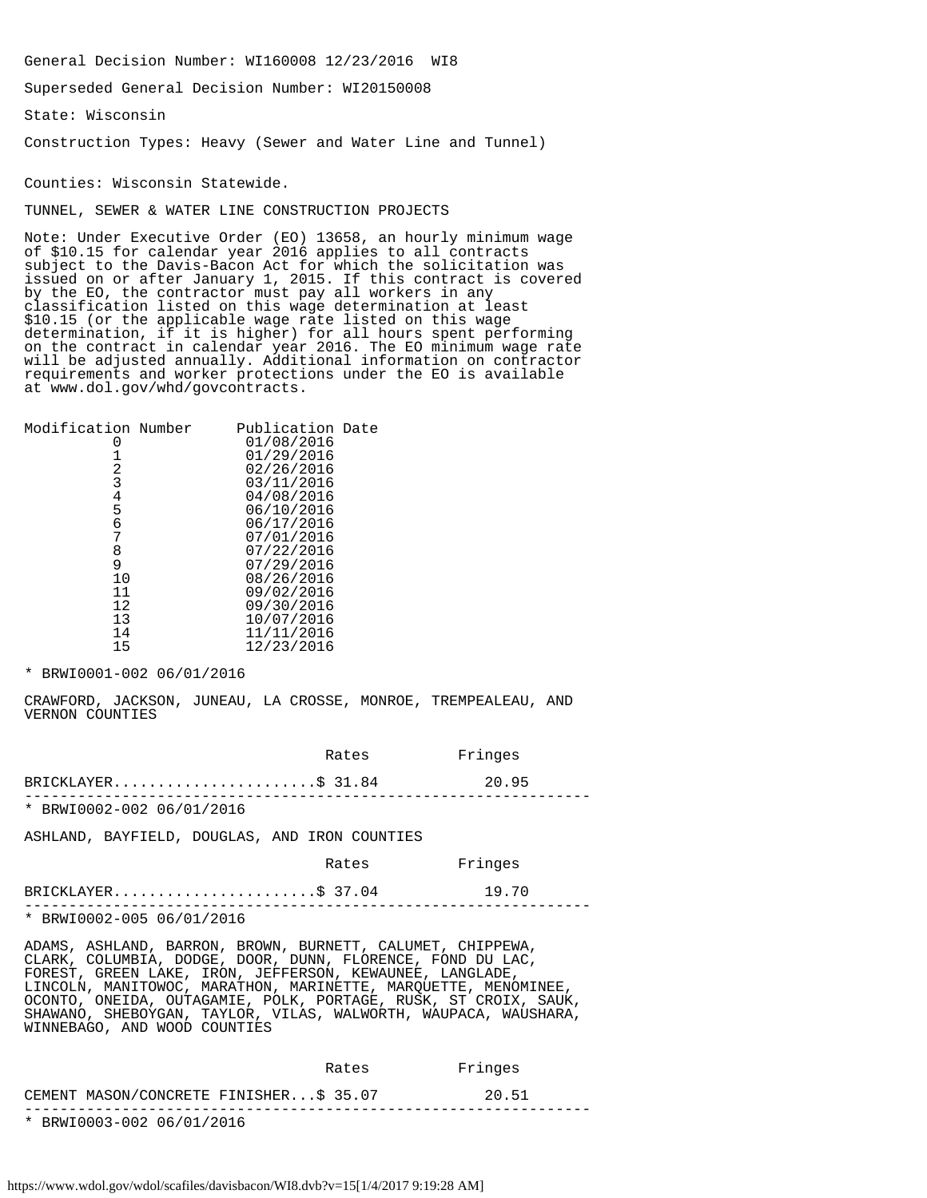General Decision Number: WI160008 12/23/2016 WI8

Superseded General Decision Number: WI20150008

State: Wisconsin

Construction Types: Heavy (Sewer and Water Line and Tunnel)

Counties: Wisconsin Statewide.

TUNNEL, SEWER & WATER LINE CONSTRUCTION PROJECTS

Note: Under Executive Order (EO) 13658, an hourly minimum wage of $10.15 for calendar year 2016 applies to all contracts subject to the Davis-Bacon Act for which the solicitation was issued on or after January 1, 2015. If this contract is covered by the EO, the contractor must pay all workers in any classification listed on this wage determination at least $10.15 (or the applicable wage rate listed on this wage determination, if it is higher) for all hours spent performing on the contract in calendar year 2016. The EO minimum wage rate will be adjusted annually. Additional information on contractor requirements and worker protections under the EO is available at www.dol.gov/whd/govcontracts.

| Modification Number | Publication Date |
|---|---|
| 0 | 01/08/2016 |
| 1 | 01/29/2016 |
| 2 | 02/26/2016 |
| 3 | 03/11/2016 |
| 4 | 04/08/2016 |
| 5 | 06/10/2016 |
| 6 | 06/17/2016 |
| 7 | 07/01/2016 |
| 8 | 07/22/2016 |
| 9 | 07/29/2016 |
| 10 | 08/26/2016 |
| 11 | 09/02/2016 |
| 12 | 09/30/2016 |
| 13 | 10/07/2016 |
| 14 | 11/11/2016 |
| 15 | 12/23/2016 |

* BRWI0001-002 06/01/2016

CRAWFORD, JACKSON, JUNEAU, LA CROSSE, MONROE, TREMPEALEAU, AND VERNON COUNTIES

| | Rates | Fringes |
|---|---|---|
| BRICKLAYER | $ 31.84 | 20.95 |

---

* BRWI0002-002 06/01/2016

ASHLAND, BAYFIELD, DOUGLAS, AND IRON COUNTIES

| | Rates | Fringes |
|---|---|---|
| BRICKLAYER | $ 37.04 | 19.70 |

---

* BRWI0002-005 06/01/2016

ADAMS, ASHLAND, BARRON, BROWN, BURNETT, CALUMET, CHIPPEWA, CLARK, COLUMBIA, DODGE, DOOR, DUNN, FLORENCE, FOND DU LAC, FOREST, GREEN LAKE, IRON, JEFFERSON, KEWAUNEE, LANGLADE, LINCOLN, MANITOWOC, MARATHON, MARINETTE, MARQUETTE, MENOMINEE, OCONTO, ONEIDA, OUTAGAMIE, POLK, PORTAGE, RUSK, ST CROIX, SAUK, SHAWANO, SHEBOYGAN, TAYLOR, VILAS, WALWORTH, WAUPACA, WAUSHARA, WINNEBAGO, AND WOOD COUNTIES

| | Rates | Fringes |
|---|---|---|
| CEMENT MASON/CONCRETE FINISHER | $ 35.07 | 20.51 |

---

* BRWI0003-002 06/01/2016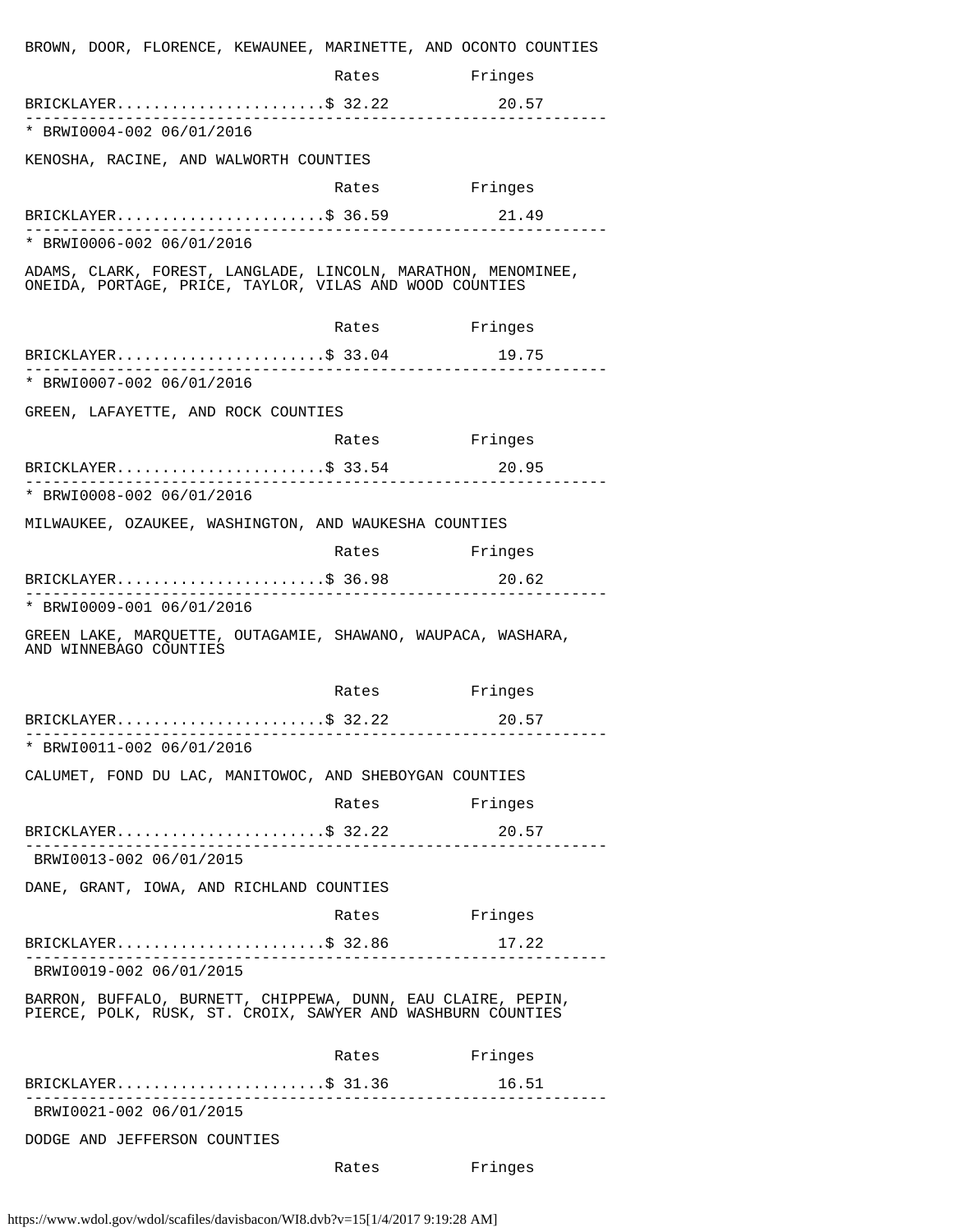BROWN, DOOR, FLORENCE, KEWAUNEE, MARINETTE, AND OCONTO COUNTIES

| | Rates | Fringes |
|---|---|---|
| BRICKLAYER | $ 32.22 | 20.57 |

---

* BRWI0004-002 06/01/2016

KENOSHA, RACINE, AND WALWORTH COUNTIES

| | Rates | Fringes |
|---|---|---|
| BRICKLAYER | $ 36.59 | 21.49 |

---

* BRWI0006-002 06/01/2016

ADAMS, CLARK, FOREST, LANGLADE, LINCOLN, MARATHON, MENOMINEE, ONEIDA, PORTAGE, PRICE, TAYLOR, VILAS AND WOOD COUNTIES

| | Rates | Fringes |
|---|---|---|
| BRICKLAYER | $ 33.04 | 19.75 |

---

* BRWI0007-002 06/01/2016

GREEN, LAFAYETTE, AND ROCK COUNTIES

| | Rates | Fringes |
|---|---|---|
| BRICKLAYER | $ 33.54 | 20.95 |

---

* BRWI0008-002 06/01/2016

MILWAUKEE, OZAUKEE, WASHINGTON, AND WAUKESHA COUNTIES

| | Rates | Fringes |
|---|---|---|
| BRICKLAYER | $ 36.98 | 20.62 |

---

* BRWI0009-001 06/01/2016

GREEN LAKE, MARQUETTE, OUTAGAMIE, SHAWANO, WAUPACA, WASHARA, AND WINNEBAGO COUNTIES

| | Rates | Fringes |
|---|---|---|
| BRICKLAYER | $ 32.22 | 20.57 |

---

* BRWI0011-002 06/01/2016

CALUMET, FOND DU LAC, MANITOWOC, AND SHEBOYGAN COUNTIES

| | Rates | Fringes |
|---|---|---|
| BRICKLAYER | $ 32.22 | 20.57 |

---

BRWI0013-002 06/01/2015

DANE, GRANT, IOWA, AND RICHLAND COUNTIES

| | Rates | Fringes |
|---|---|---|
| BRICKLAYER | $ 32.86 | 17.22 |

---

BRWI0019-002 06/01/2015

BARRON, BUFFALO, BURNETT, CHIPPEWA, DUNN, EAU CLAIRE, PEPIN, PIERCE, POLK, RUSK, ST. CROIX, SAWYER AND WASHBURN COUNTIES

| | Rates | Fringes |
|---|---|---|
| BRICKLAYER | $ 31.36 | 16.51 |

---

BRWI0021-002 06/01/2015

DODGE AND JEFFERSON COUNTIES

| | Rates | Fringes |
|---|---|---|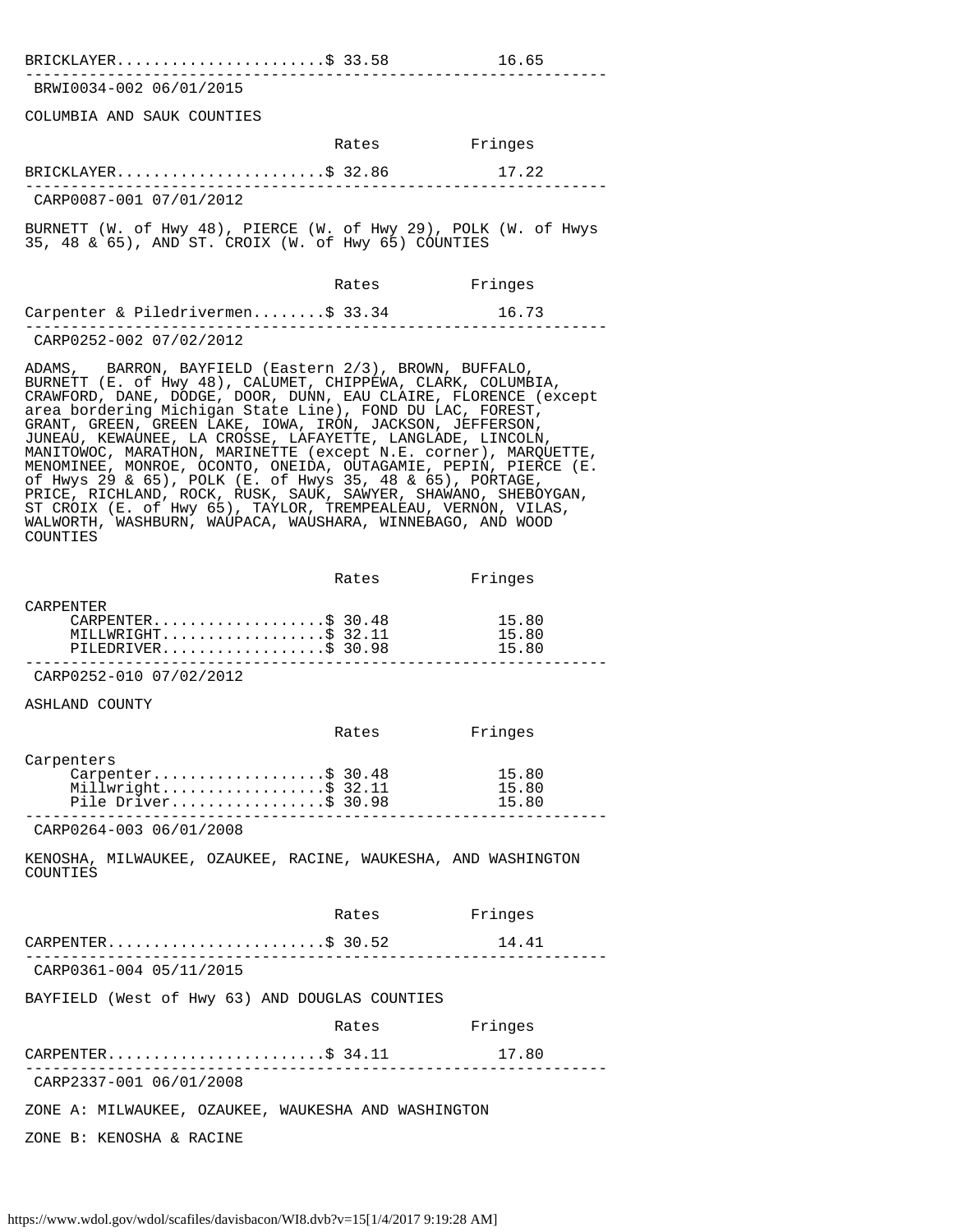| | Rates | Fringes |
|---|---|---|
| BRICKLAYER | $ 33.58 | 16.65 |

---

BRWI0034-002 06/01/2015

COLUMBIA AND SAUK COUNTIES

| | Rates | Fringes |
|---|---|---|
| BRICKLAYER | $ 32.86 | 17.22 |

---

CARP0087-001 07/01/2012

BURNETT (W. of Hwy 48), PIERCE (W. of Hwy 29), POLK (W. of Hwys 35, 48 & 65), AND ST. CROIX (W. of Hwy 65) COUNTIES

| | Rates | Fringes |
|---|---|---|
| Carpenter & Piledrivermen | $ 33.34 | 16.73 |

---

CARP0252-002 07/02/2012

ADAMS, BARRON, BAYFIELD (Eastern 2/3), BROWN, BUFFALO, BURNETT (E. of Hwy 48), CALUMET, CHIPPEWA, CLARK, COLUMBIA, CRAWFORD, DANE, DODGE, DOOR, DUNN, EAU CLAIRE, FLORENCE (except area bordering Michigan State Line), FOND DU LAC, FOREST, GRANT, GREEN, GREEN LAKE, IOWA, IRON, JACKSON, JEFFERSON, JUNEAU, KEWAUNEE, LA CROSSE, LAFAYETTE, LANGLADE, LINCOLN, MANITOWOC, MARATHON, MARINETTE (except N.E. corner), MARQUETTE, MENOMINEE, MONROE, OCONTO, ONEIDA, OUTAGAMIE, PEPIN, PIERCE (E. of Hwys 29 & 65), POLK (E. of Hwys 35, 48 & 65), PORTAGE, PRICE, RICHLAND, ROCK, RUSK, SAUK, SAWYER, SHAWANO, SHEBOYGAN, ST CROIX (E. of Hwy 65), TAYLOR, TREMPEALEAU, VERNON, VILAS, WALWORTH, WASHBURN, WAUPACA, WAUSHARA, WINNEBAGO, AND WOOD COUNTIES

| | Rates | Fringes |
|---|---|---|
| CARPENTER | | |
| CARPENTER | $ 30.48 | 15.80 |
| MILLWRIGHT | $ 32.11 | 15.80 |
| PILEDRIVER | $ 30.98 | 15.80 |

---

CARP0252-010 07/02/2012

ASHLAND COUNTY

| | Rates | Fringes |
|---|---|---|
| Carpenters | | |
| Carpenter | $ 30.48 | 15.80 |
| Millwright | $ 32.11 | 15.80 |
| Pile Driver | $ 30.98 | 15.80 |

---

CARP0264-003 06/01/2008

KENOSHA, MILWAUKEE, OZAUKEE, RACINE, WAUKESHA, AND WASHINGTON COUNTIES

| | Rates | Fringes |
|---|---|---|
| CARPENTER | $ 30.52 | 14.41 |

---

CARP0361-004 05/11/2015

BAYFIELD (West of Hwy 63) AND DOUGLAS COUNTIES

| | Rates | Fringes |
|---|---|---|
| CARPENTER | $ 34.11 | 17.80 |

---

CARP2337-001 06/01/2008

ZONE A: MILWAUKEE, OZAUKEE, WAUKESHA AND WASHINGTON

ZONE B: KENOSHA & RACINE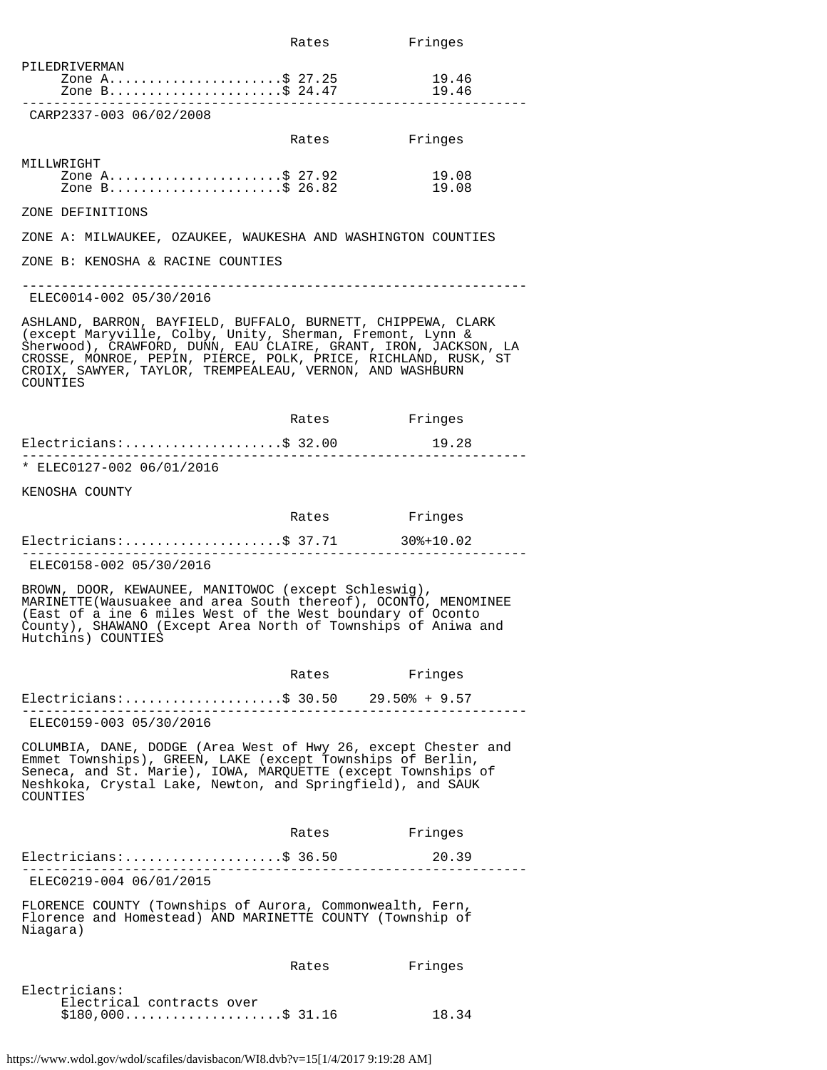| | Rates | Fringes |
|---|---|---|
| PILEDRIVERMAN | | |
| Zone A | $ 27.25 | 19.46 |
| Zone B | $ 24.47 | 19.46 |

---

CARP2337-003 06/02/2008

| | Rates | Fringes |
|---|---|---|
| MILLWRIGHT | | |
| Zone A | $ 27.92 | 19.08 |
| Zone B | $ 26.82 | 19.08 |

ZONE DEFINITIONS

ZONE A: MILWAUKEE, OZAUKEE, WAUKESHA AND WASHINGTON COUNTIES

ZONE B: KENOSHA & RACINE COUNTIES

---

ELEC0014-002 05/30/2016

ASHLAND, BARRON, BAYFIELD, BUFFALO, BURNETT, CHIPPEWA, CLARK (except Maryville, Colby, Unity, Sherman, Fremont, Lynn & Sherwood), CRAWFORD, DUNN, EAU CLAIRE, GRANT, IRON, JACKSON, LA CROSSE, MONROE, PEPIN, PIERCE, POLK, PRICE, RICHLAND, RUSK, ST CROIX, SAWYER, TAYLOR, TREMPEALEAU, VERNON, AND WASHBURN COUNTIES

| | Rates | Fringes |
|---|---|---|
| Electricians: | $ 32.00 | 19.28 |

---

* ELEC0127-002 06/01/2016

KENOSHA COUNTY

| | Rates | Fringes |
|---|---|---|
| Electricians: | $ 37.71 | 30%+10.02 |

---

ELEC0158-002 05/30/2016

BROWN, DOOR, KEWAUNEE, MANITOWOC (except Schleswig), MARINETTE(Wausuakee and area South thereof), OCONTO, MENOMINEE (East of a ine 6 miles West of the West boundary of Oconto County), SHAWANO (Except Area North of Townships of Aniwa and Hutchins) COUNTIES

| | Rates | Fringes |
|---|---|---|
| Electricians: | $ 30.50 | 29.50% + 9.57 |

---

ELEC0159-003 05/30/2016

COLUMBIA, DANE, DODGE (Area West of Hwy 26, except Chester and Emmet Townships), GREEN, LAKE (except Townships of Berlin, Seneca, and St. Marie), IOWA, MARQUETTE (except Townships of Neshkoka, Crystal Lake, Newton, and Springfield), and SAUK COUNTIES

| | Rates | Fringes |
|---|---|---|
| Electricians: | $ 36.50 | 20.39 |

---

ELEC0219-004 06/01/2015

FLORENCE COUNTY (Townships of Aurora, Commonwealth, Fern, Florence and Homestead) AND MARINETTE COUNTY (Township of Niagara)

| | Rates | Fringes |
|---|---|---|
| Electricians: | | |
| Electrical contracts over $180,000 | $ 31.16 | 18.34 |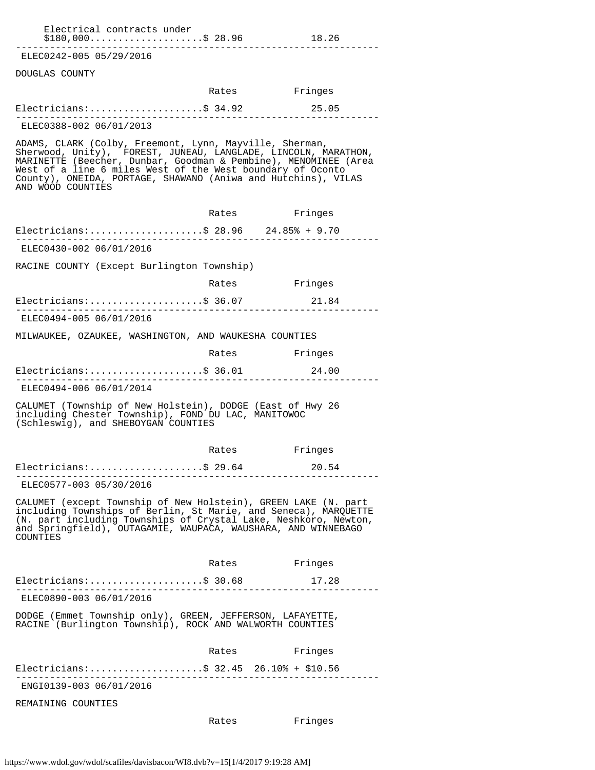```
    Electrical contracts under
    $180,000....................$ 28.96          18.26
----------------------------------------------------------------
 ELEC0242-005 05/29/2016

DOUGLAS COUNTY

                                  Rates          Fringes

Electricians:....................$ 34.92          25.05
----------------------------------------------------------------
 ELEC0388-002 06/01/2013

ADAMS, CLARK (Colby, Freemont, Lynn, Mayville, Sherman,
Sherwood, Unity),  FOREST, JUNEAU, LANGLADE, LINCOLN, MARATHON,
MARINETTE (Beecher, Dunbar, Goodman & Pembine), MENOMINEE (Area
West of a line 6 miles West of the West boundary of Oconto
County), ONEIDA, PORTAGE, SHAWANO (Aniwa and Hutchins), VILAS
AND WOOD COUNTIES


                                  Rates          Fringes

Electricians:....................$ 28.96    24.85% + 9.70
----------------------------------------------------------------
 ELEC0430-002 06/01/2016

RACINE COUNTY (Except Burlington Township)

                                  Rates          Fringes

Electricians:....................$ 36.07          21.84
----------------------------------------------------------------
 ELEC0494-005 06/01/2016

MILWAUKEE, OZAUKEE, WASHINGTON, AND WAUKESHA COUNTIES

                                  Rates          Fringes

Electricians:....................$ 36.01          24.00
----------------------------------------------------------------
 ELEC0494-006 06/01/2014

CALUMET (Township of New Holstein), DODGE (East of Hwy 26
including Chester Township), FOND DU LAC, MANITOWOC
(Schleswig), and SHEBOYGAN COUNTIES


                                  Rates          Fringes

Electricians:....................$ 29.64          20.54
----------------------------------------------------------------
 ELEC0577-003 05/30/2016

CALUMET (except Township of New Holstein), GREEN LAKE (N. part
including Townships of Berlin, St Marie, and Seneca), MARQUETTE
(N. part including Townships of Crystal Lake, Neshkoro, Newton,
and Springfield), OUTAGAMIE, WAUPACA, WAUSHARA, AND WINNEBAGO
COUNTIES


                                  Rates          Fringes

Electricians:....................$ 30.68          17.28
----------------------------------------------------------------
 ELEC0890-003 06/01/2016

DODGE (Emmet Township only), GREEN, JEFFERSON, LAFAYETTE,
RACINE (Burlington Township), ROCK AND WALWORTH COUNTIES


                                  Rates          Fringes

Electricians:....................$ 32.45  26.10% + $10.56
----------------------------------------------------------------
 ENGI0139-003 06/01/2016

REMAINING COUNTIES

                                  Rates          Fringes
```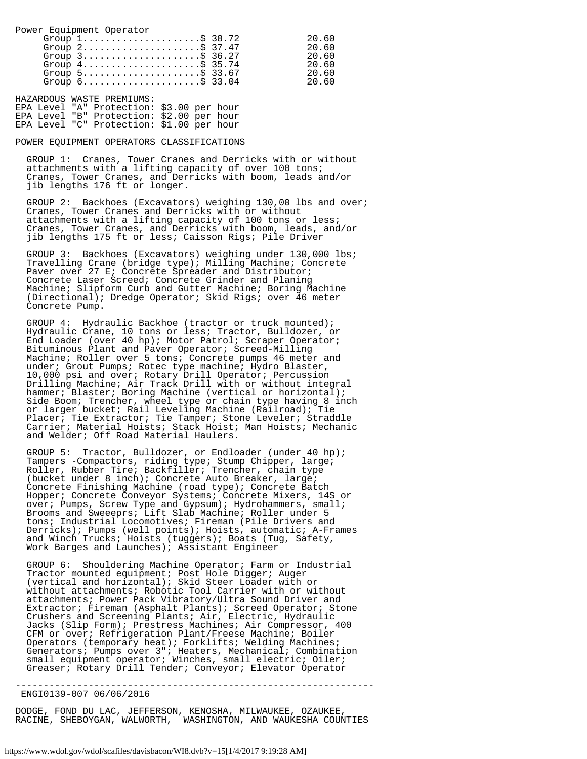Power Equipment Operator

| | Rates | Fringes |
|---|---|---|
| Group 1 | $ 38.72 | 20.60 |
| Group 2 | $ 37.47 | 20.60 |
| Group 3 | $ 36.27 | 20.60 |
| Group 4 | $ 35.74 | 20.60 |
| Group 5 | $ 33.67 | 20.60 |
| Group 6 | $ 33.04 | 20.60 |

HAZARDOUS WASTE PREMIUMS:
EPA Level "A" Protection: $3.00 per hour
EPA Level "B" Protection: $2.00 per hour
EPA Level "C" Protection: $1.00 per hour

POWER EQUIPMENT OPERATORS CLASSIFICATIONS

GROUP 1: Cranes, Tower Cranes and Derricks with or without attachments with a lifting capacity of over 100 tons; Cranes, Tower Cranes, and Derricks with boom, leads and/or jib lengths 176 ft or longer.

GROUP 2: Backhoes (Excavators) weighing 130,00 lbs and over; Cranes, Tower Cranes and Derricks with or without attachments with a lifting capacity of 100 tons or less; Cranes, Tower Cranes, and Derricks with boom, leads, and/or jib lengths 175 ft or less; Caisson Rigs; Pile Driver

GROUP 3: Backhoes (Excavators) weighing under 130,000 lbs; Travelling Crane (bridge type); Milling Machine; Concrete Paver over 27 E; Concrete Spreader and Distributor; Concrete Laser Screed; Concrete Grinder and Planing Machine; Slipform Curb and Gutter Machine; Boring Machine (Directional); Dredge Operator; Skid Rigs; over 46 meter Concrete Pump.

GROUP 4: Hydraulic Backhoe (tractor or truck mounted); Hydraulic Crane, 10 tons or less; Tractor, Bulldozer, or End Loader (over 40 hp); Motor Patrol; Scraper Operator; Bituminous Plant and Paver Operator; Screed-Milling Machine; Roller over 5 tons; Concrete pumps 46 meter and under; Grout Pumps; Rotec type machine; Hydro Blaster, 10,000 psi and over; Rotary Drill Operator; Percussion Drilling Machine; Air Track Drill with or without integral hammer; Blaster; Boring Machine (vertical or horizontal); Side Boom; Trencher, wheel type or chain type having 8 inch or larger bucket; Rail Leveling Machine (Railroad); Tie Placer; Tie Extractor; Tie Tamper; Stone Leveler; Straddle Carrier; Material Hoists; Stack Hoist; Man Hoists; Mechanic and Welder; Off Road Material Haulers.

GROUP 5: Tractor, Bulldozer, or Endloader (under 40 hp); Tampers -Compactors, riding type; Stump Chipper, large; Roller, Rubber Tire; Backfiller; Trencher, chain type (bucket under 8 inch); Concrete Auto Breaker, large; Concrete Finishing Machine (road type); Concrete Batch Hopper; Concrete Conveyor Systems; Concrete Mixers, 14S or over; Pumps, Screw Type and Gypsum); Hydrohammers, small; Brooms and Sweeeprs; Lift Slab Machine; Roller under 5 tons; Industrial Locomotives; Fireman (Pile Drivers and Derricks); Pumps (well points); Hoists, automatic; A-Frames and Winch Trucks; Hoists (tuggers); Boats (Tug, Safety, Work Barges and Launches); Assistant Engineer

GROUP 6: Shouldering Machine Operator; Farm or Industrial Tractor mounted equipment; Post Hole Digger; Auger (vertical and horizontal); Skid Steer Loader with or without attachments; Robotic Tool Carrier with or without attachments; Power Pack Vibratory/Ultra Sound Driver and Extractor; Fireman (Asphalt Plants); Screed Operator; Stone Crushers and Screening Plants; Air, Electric, Hydraulic Jacks (Slip Form); Prestress Machines; Air Compressor, 400 CFM or over; Refrigeration Plant/Freese Machine; Boiler Operators (temporary heat); Forklifts; Welding Machines; Generators; Pumps over 3"; Heaters, Mechanical; Combination small equipment operator; Winches, small electric; Oiler; Greaser; Rotary Drill Tender; Conveyor; Elevator Operator

----------------------------------------------------------------

ENGI0139-007 06/06/2016

DODGE, FOND DU LAC, JEFFERSON, KENOSHA, MILWAUKEE, OZAUKEE, RACINE, SHEBOYGAN, WALWORTH, WASHINGTON, AND WAUKESHA COUNTIES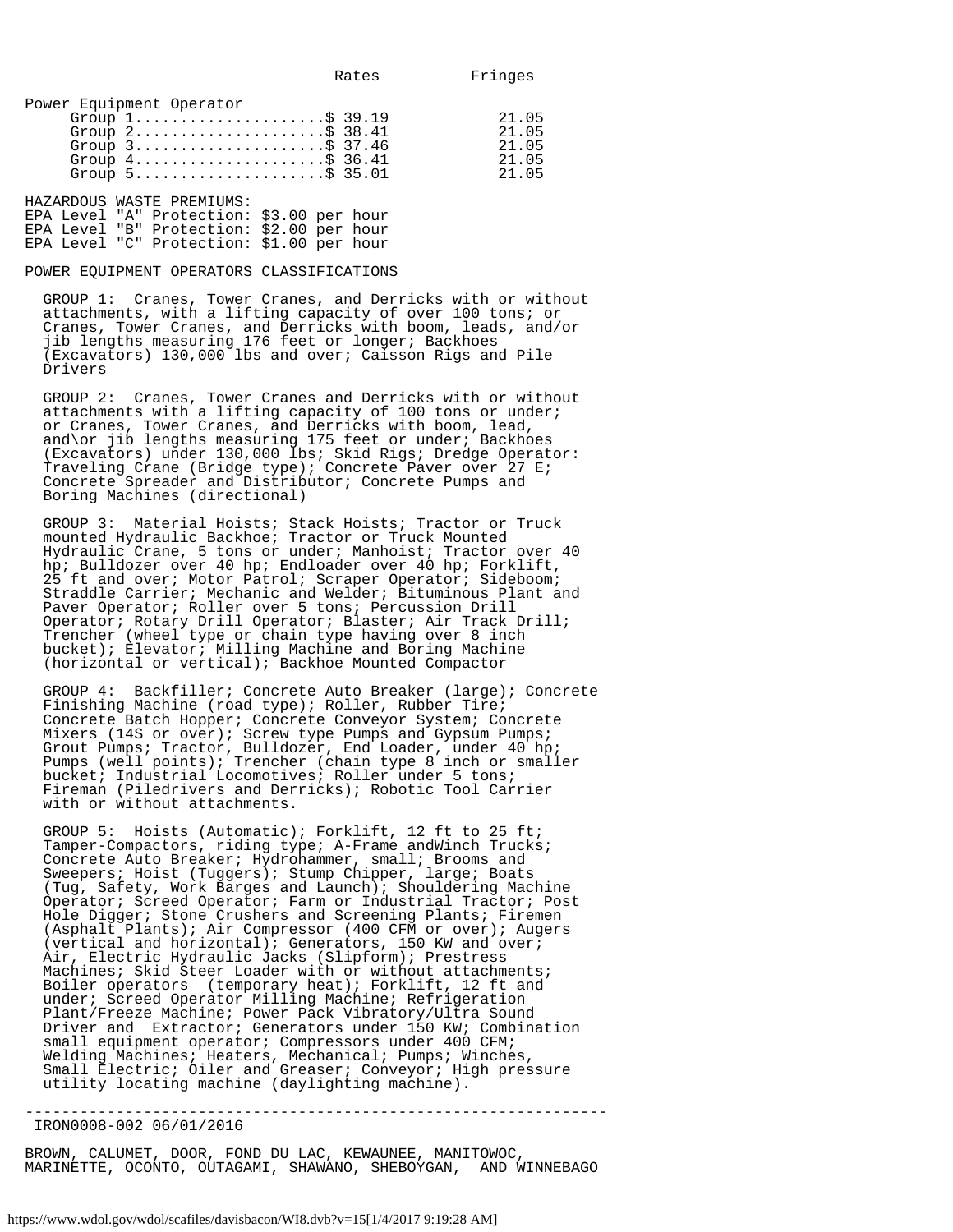| | Rates | Fringes |
|---|---|---|
| Power Equipment Operator | | |
| Group 1 | $ 39.19 | 21.05 |
| Group 2 | $ 38.41 | 21.05 |
| Group 3 | $ 37.46 | 21.05 |
| Group 4 | $ 36.41 | 21.05 |
| Group 5 | $ 35.01 | 21.05 |

HAZARDOUS WASTE PREMIUMS:
EPA Level "A" Protection: $3.00 per hour
EPA Level "B" Protection: $2.00 per hour
EPA Level "C" Protection: $1.00 per hour

POWER EQUIPMENT OPERATORS CLASSIFICATIONS

GROUP 1: Cranes, Tower Cranes, and Derricks with or without attachments, with a lifting capacity of over 100 tons; or Cranes, Tower Cranes, and Derricks with boom, leads, and/or jib lengths measuring 176 feet or longer; Backhoes (Excavators) 130,000 lbs and over; Caisson Rigs and Pile Drivers

GROUP 2: Cranes, Tower Cranes and Derricks with or without attachments with a lifting capacity of 100 tons or under; or Cranes, Tower Cranes, and Derricks with boom, lead, and\or jib lengths measuring 175 feet or under; Backhoes (Excavators) under 130,000 lbs; Skid Rigs; Dredge Operator: Traveling Crane (Bridge type); Concrete Paver over 27 E; Concrete Spreader and Distributor; Concrete Pumps and Boring Machines (directional)

GROUP 3: Material Hoists; Stack Hoists; Tractor or Truck mounted Hydraulic Backhoe; Tractor or Truck Mounted Hydraulic Crane, 5 tons or under; Manhoist; Tractor over 40 hp; Bulldozer over 40 hp; Endloader over 40 hp; Forklift, 25 ft and over; Motor Patrol; Scraper Operator; Sideboom; Straddle Carrier; Mechanic and Welder; Bituminous Plant and Paver Operator; Roller over 5 tons; Percussion Drill Operator; Rotary Drill Operator; Blaster; Air Track Drill; Trencher (wheel type or chain type having over 8 inch bucket); Elevator; Milling Machine and Boring Machine (horizontal or vertical); Backhoe Mounted Compactor

GROUP 4: Backfiller; Concrete Auto Breaker (large); Concrete Finishing Machine (road type); Roller, Rubber Tire; Concrete Batch Hopper; Concrete Conveyor System; Concrete Mixers (14S or over); Screw type Pumps and Gypsum Pumps; Grout Pumps; Tractor, Bulldozer, End Loader, under 40 hp; Pumps (well points); Trencher (chain type 8 inch or smaller bucket; Industrial Locomotives; Roller under 5 tons; Fireman (Piledrivers and Derricks); Robotic Tool Carrier with or without attachments.

GROUP 5: Hoists (Automatic); Forklift, 12 ft to 25 ft; Tamper-Compactors, riding type; A-Frame andWinch Trucks; Concrete Auto Breaker; Hydrohammer, small; Brooms and Sweepers; Hoist (Tuggers); Stump Chipper, large; Boats (Tug, Safety, Work Barges and Launch); Shouldering Machine Operator; Screed Operator; Farm or Industrial Tractor; Post Hole Digger; Stone Crushers and Screening Plants; Firemen (Asphalt Plants); Air Compressor (400 CFM or over); Augers (vertical and horizontal); Generators, 150 KW and over; Air, Electric Hydraulic Jacks (Slipform); Prestress Machines; Skid Steer Loader with or without attachments; Boiler operators (temporary heat); Forklift, 12 ft and under; Screed Operator Milling Machine; Refrigeration Plant/Freeze Machine; Power Pack Vibratory/Ultra Sound Driver and Extractor; Generators under 150 KW; Combination small equipment operator; Compressors under 400 CFM; Welding Machines; Heaters, Mechanical; Pumps; Winches, Small Electric; Oiler and Greaser; Conveyor; High pressure utility locating machine (daylighting machine).

---

IRON0008-002 06/01/2016

BROWN, CALUMET, DOOR, FOND DU LAC, KEWAUNEE, MANITOWOC, MARINETTE, OCONTO, OUTAGAMI, SHAWANO, SHEBOYGAN, AND WINNEBAGO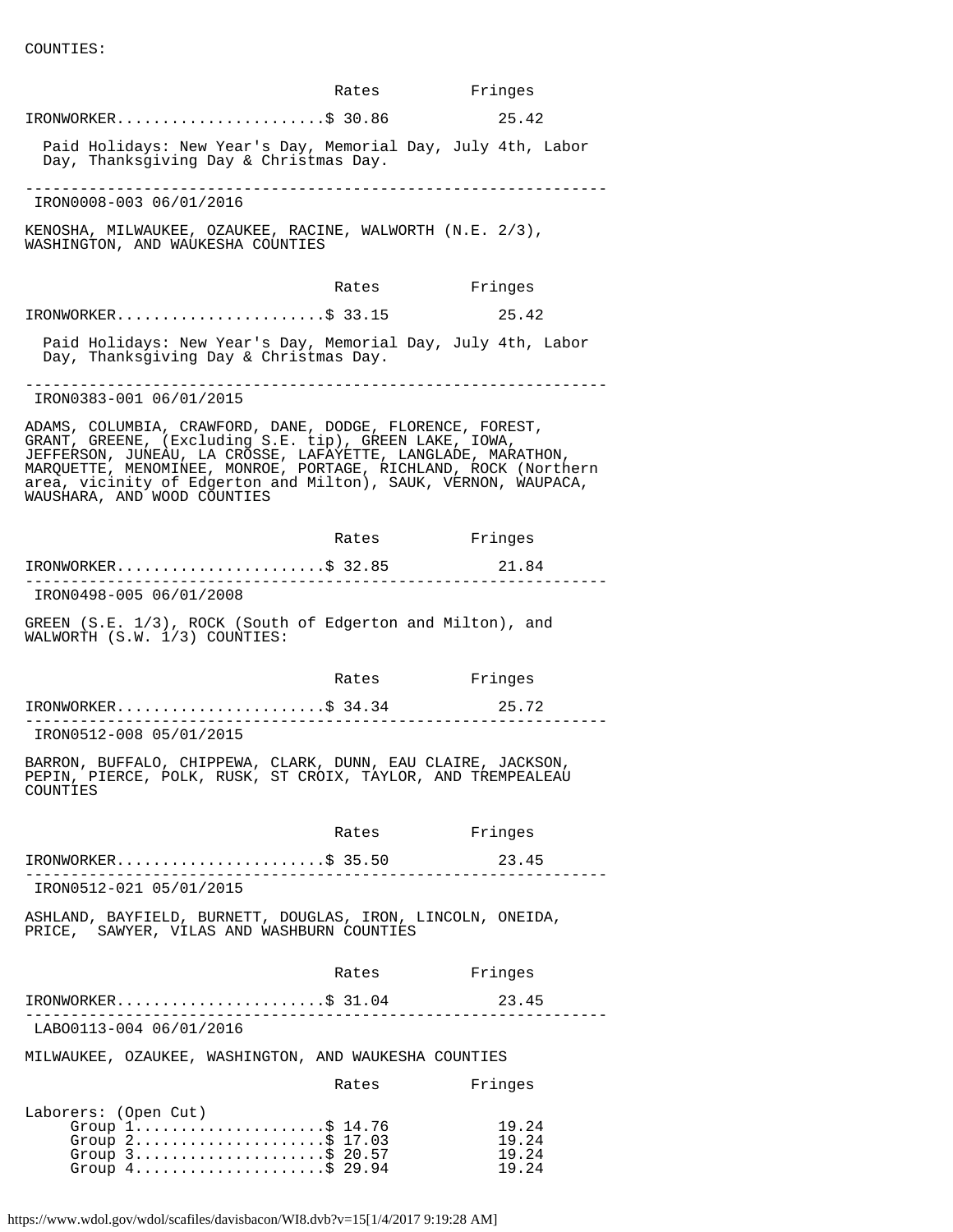COUNTIES:

| | Rates | Fringes |
|---|---|---|
| IRONWORKER | $ 30.86 | 25.42 |

Paid Holidays: New Year's Day, Memorial Day, July 4th, Labor Day, Thanksgiving Day & Christmas Day.

---

IRON0008-003 06/01/2016

KENOSHA, MILWAUKEE, OZAUKEE, RACINE, WALWORTH (N.E. 2/3), WASHINGTON, AND WAUKESHA COUNTIES

| | Rates | Fringes |
|---|---|---|
| IRONWORKER | $ 33.15 | 25.42 |

Paid Holidays: New Year's Day, Memorial Day, July 4th, Labor Day, Thanksgiving Day & Christmas Day.

---

IRON0383-001 06/01/2015

ADAMS, COLUMBIA, CRAWFORD, DANE, DODGE, FLORENCE, FOREST, GRANT, GREENE, (Excluding S.E. tip), GREEN LAKE, IOWA, JEFFERSON, JUNEAU, LA CROSSE, LAFAYETTE, LANGLADE, MARATHON, MARQUETTE, MENOMINEE, MONROE, PORTAGE, RICHLAND, ROCK (Northern area, vicinity of Edgerton and Milton), SAUK, VERNON, WAUPACA, WAUSHARA, AND WOOD COUNTIES

| | Rates | Fringes |
|---|---|---|
| IRONWORKER | $ 32.85 | 21.84 |

---

IRON0498-005 06/01/2008

GREEN (S.E. 1/3), ROCK (South of Edgerton and Milton), and WALWORTH (S.W. 1/3) COUNTIES:

| | Rates | Fringes |
|---|---|---|
| IRONWORKER | $ 34.34 | 25.72 |

---

IRON0512-008 05/01/2015

BARRON, BUFFALO, CHIPPEWA, CLARK, DUNN, EAU CLAIRE, JACKSON, PEPIN, PIERCE, POLK, RUSK, ST CROIX, TAYLOR, AND TREMPEALEAU COUNTIES

| | Rates | Fringes |
|---|---|---|
| IRONWORKER | $ 35.50 | 23.45 |

---

IRON0512-021 05/01/2015

ASHLAND, BAYFIELD, BURNETT, DOUGLAS, IRON, LINCOLN, ONEIDA, PRICE, SAWYER, VILAS AND WASHBURN COUNTIES

| | Rates | Fringes |
|---|---|---|
| IRONWORKER | $ 31.04 | 23.45 |

---

LABO0113-004 06/01/2016

MILWAUKEE, OZAUKEE, WASHINGTON, AND WAUKESHA COUNTIES

| | Rates | Fringes |
|---|---|---|
| Laborers: (Open Cut) | | |
| Group 1 | $ 14.76 | 19.24 |
| Group 2 | $ 17.03 | 19.24 |
| Group 3 | $ 20.57 | 19.24 |
| Group 4 | $ 29.94 | 19.24 |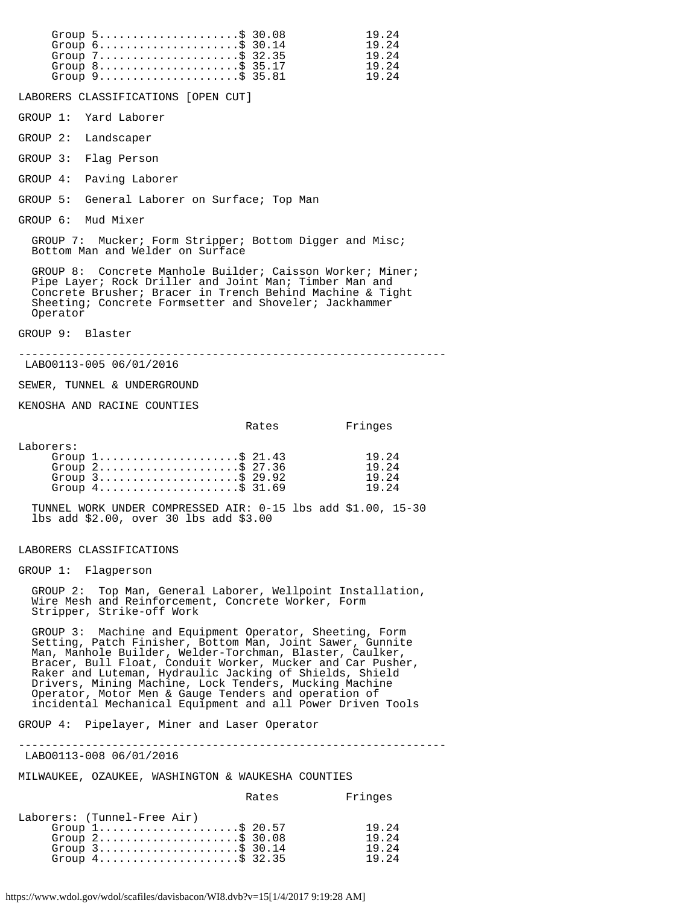| | Rates | Fringes |
|---|---|---|
| Group 5 | $ 30.08 | 19.24 |
| Group 6 | $ 30.14 | 19.24 |
| Group 7 | $ 32.35 | 19.24 |
| Group 8 | $ 35.17 | 19.24 |
| Group 9 | $ 35.81 | 19.24 |

LABORERS CLASSIFICATIONS [OPEN CUT]

GROUP 1: Yard Laborer

GROUP 2: Landscaper

GROUP 3: Flag Person

GROUP 4: Paving Laborer

GROUP 5: General Laborer on Surface; Top Man

GROUP 6: Mud Mixer

GROUP 7: Mucker; Form Stripper; Bottom Digger and Misc; Bottom Man and Welder on Surface

GROUP 8: Concrete Manhole Builder; Caisson Worker; Miner; Pipe Layer; Rock Driller and Joint Man; Timber Man and Concrete Brusher; Bracer in Trench Behind Machine & Tight Sheeting; Concrete Formsetter and Shoveler; Jackhammer Operator

GROUP 9: Blaster

---

LABO0113-005 06/01/2016

SEWER, TUNNEL & UNDERGROUND

KENOSHA AND RACINE COUNTIES

| | Rates | Fringes |
|---|---|---|
| Laborers: | | |
| Group 1 | $ 21.43 | 19.24 |
| Group 2 | $ 27.36 | 19.24 |
| Group 3 | $ 29.92 | 19.24 |
| Group 4 | $ 31.69 | 19.24 |

TUNNEL WORK UNDER COMPRESSED AIR: 0-15 lbs add $1.00, 15-30 lbs add $2.00, over 30 lbs add $3.00

LABORERS CLASSIFICATIONS

GROUP 1: Flagperson

GROUP 2: Top Man, General Laborer, Wellpoint Installation, Wire Mesh and Reinforcement, Concrete Worker, Form Stripper, Strike-off Work

GROUP 3: Machine and Equipment Operator, Sheeting, Form Setting, Patch Finisher, Bottom Man, Joint Sawer, Gunnite Man, Manhole Builder, Welder-Torchman, Blaster, Caulker, Bracer, Bull Float, Conduit Worker, Mucker and Car Pusher, Raker and Luteman, Hydraulic Jacking of Shields, Shield Drivers, Mining Machine, Lock Tenders, Mucking Machine Operator, Motor Men & Gauge Tenders and operation of incidental Mechanical Equipment and all Power Driven Tools

GROUP 4: Pipelayer, Miner and Laser Operator

---

LABO0113-008 06/01/2016

MILWAUKEE, OZAUKEE, WASHINGTON & WAUKESHA COUNTIES

| | Rates | Fringes |
|---|---|---|
| Laborers: (Tunnel-Free Air) | | |
| Group 1 | $ 20.57 | 19.24 |
| Group 2 | $ 30.08 | 19.24 |
| Group 3 | $ 30.14 | 19.24 |
| Group 4 | $ 32.35 | 19.24 |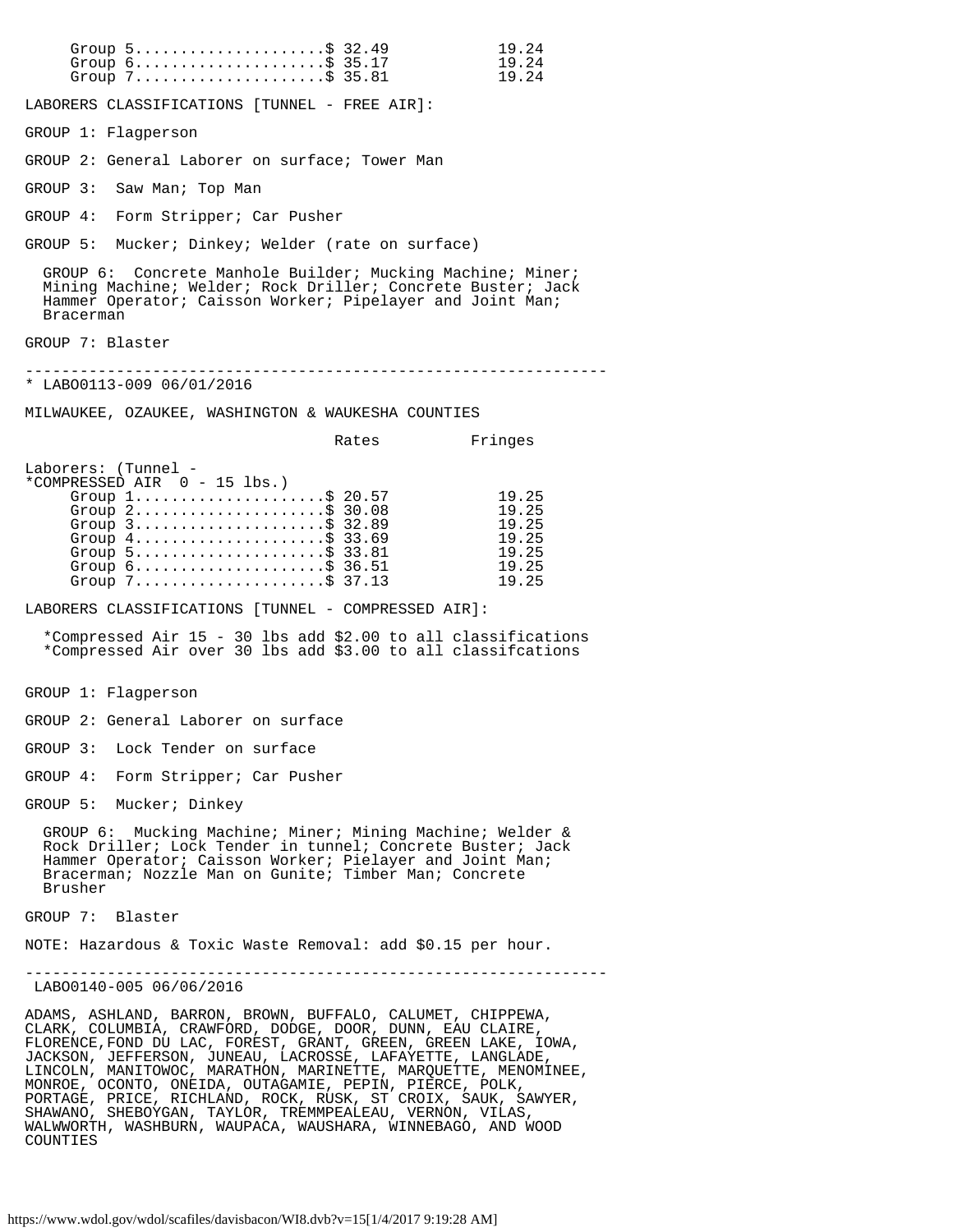| | Rates | Fringes |
|---|---|---|
| Group 5 | $ 32.49 | 19.24 |
| Group 6 | $ 35.17 | 19.24 |
| Group 7 | $ 35.81 | 19.24 |

LABORERS CLASSIFICATIONS [TUNNEL - FREE AIR]:

GROUP 1: Flagperson

GROUP 2: General Laborer on surface; Tower Man

GROUP 3: Saw Man; Top Man

GROUP 4: Form Stripper; Car Pusher

GROUP 5: Mucker; Dinkey; Welder (rate on surface)

GROUP 6: Concrete Manhole Builder; Mucking Machine; Miner; Mining Machine; Welder; Rock Driller; Concrete Buster; Jack Hammer Operator; Caisson Worker; Pipelayer and Joint Man; Bracerman

GROUP 7: Blaster

---

* LABO0113-009 06/01/2016

MILWAUKEE, OZAUKEE, WASHINGTON & WAUKESHA COUNTIES

| | Rates | Fringes |
|---|---|---|
| Laborers: (Tunnel - *COMPRESSED AIR 0 - 15 lbs.) | | |
| Group 1 | $ 20.57 | 19.25 |
| Group 2 | $ 30.08 | 19.25 |
| Group 3 | $ 32.89 | 19.25 |
| Group 4 | $ 33.69 | 19.25 |
| Group 5 | $ 33.81 | 19.25 |
| Group 6 | $ 36.51 | 19.25 |
| Group 7 | $ 37.13 | 19.25 |

LABORERS CLASSIFICATIONS [TUNNEL - COMPRESSED AIR]:

*Compressed Air 15 - 30 lbs add $2.00 to all classifications
*Compressed Air over 30 lbs add $3.00 to all classifcations

GROUP 1: Flagperson

GROUP 2: General Laborer on surface

GROUP 3: Lock Tender on surface

GROUP 4: Form Stripper; Car Pusher

GROUP 5: Mucker; Dinkey

GROUP 6: Mucking Machine; Miner; Mining Machine; Welder & Rock Driller; Lock Tender in tunnel; Concrete Buster; Jack Hammer Operator; Caisson Worker; Pielayer and Joint Man; Bracerman; Nozzle Man on Gunite; Timber Man; Concrete Brusher

GROUP 7: Blaster

NOTE: Hazardous & Toxic Waste Removal: add $0.15 per hour.

---

LABO0140-005 06/06/2016

ADAMS, ASHLAND, BARRON, BROWN, BUFFALO, CALUMET, CHIPPEWA, CLARK, COLUMBIA, CRAWFORD, DODGE, DOOR, DUNN, EAU CLAIRE, FLORENCE,FOND DU LAC, FOREST, GRANT, GREEN, GREEN LAKE, IOWA, JACKSON, JEFFERSON, JUNEAU, LACROSSE, LAFAYETTE, LANGLADE, LINCOLN, MANITOWOC, MARATHON, MARINETTE, MARQUETTE, MENOMINEE, MONROE, OCONTO, ONEIDA, OUTAGAMIE, PEPIN, PIERCE, POLK, PORTAGE, PRICE, RICHLAND, ROCK, RUSK, ST CROIX, SAUK, SAWYER, SHAWANO, SHEBOYGAN, TAYLOR, TREMMPEALEAU, VERNON, VILAS, WALWWORTH, WASHBURN, WAUPACA, WAUSHARA, WINNEBAGO, AND WOOD COUNTIES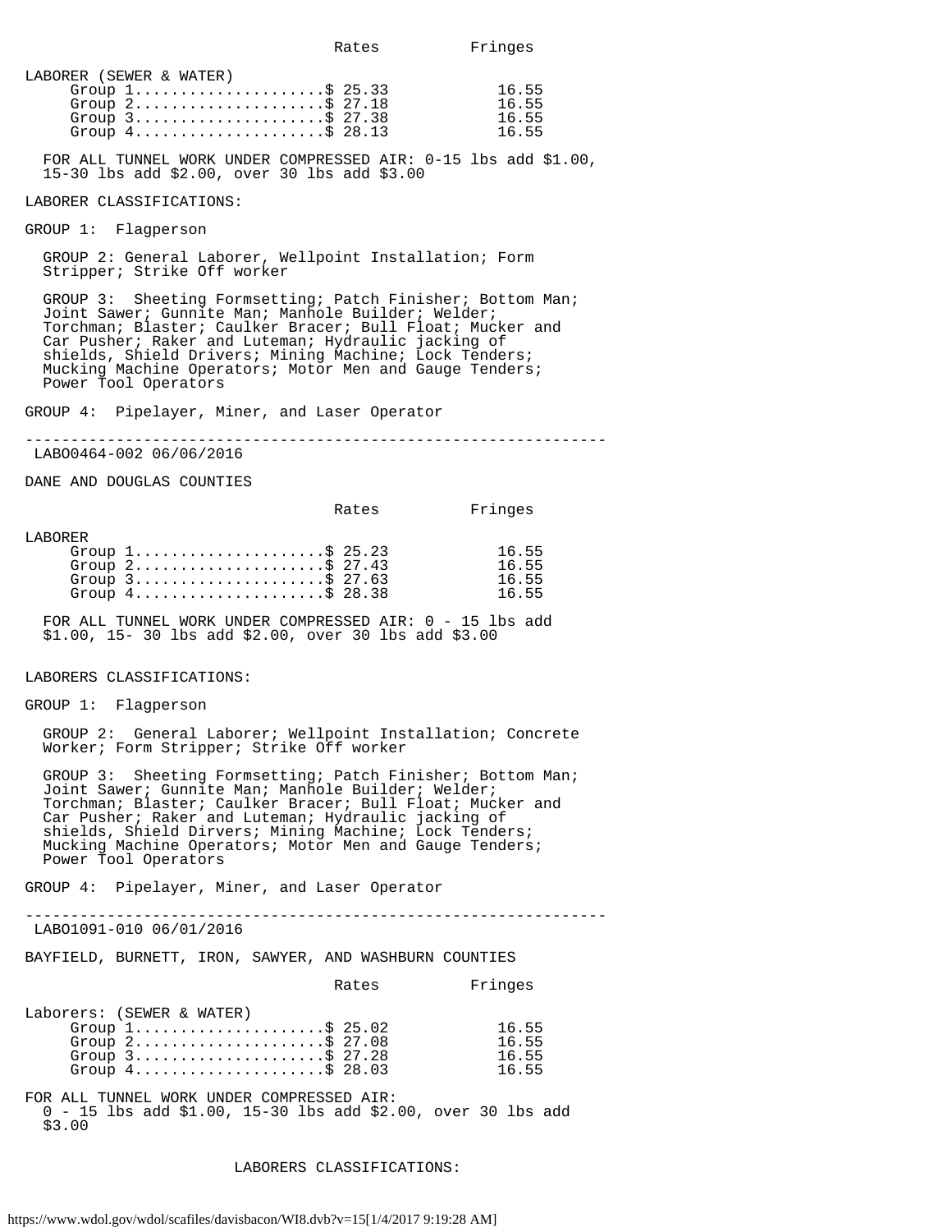| | Rates | Fringes |
|---|---|---|
| LABORER (SEWER & WATER) | | |
| Group 1 | $ 25.33 | 16.55 |
| Group 2 | $ 27.18 | 16.55 |
| Group 3 | $ 27.38 | 16.55 |
| Group 4 | $ 28.13 | 16.55 |

FOR ALL TUNNEL WORK UNDER COMPRESSED AIR: 0-15 lbs add $1.00, 15-30 lbs add $2.00, over 30 lbs add $3.00

LABORER CLASSIFICATIONS:

GROUP 1: Flagperson

GROUP 2: General Laborer, Wellpoint Installation; Form Stripper; Strike Off worker

GROUP 3: Sheeting Formsetting; Patch Finisher; Bottom Man; Joint Sawer; Gunnite Man; Manhole Builder; Welder; Torchman; Blaster; Caulker Bracer; Bull Float; Mucker and Car Pusher; Raker and Luteman; Hydraulic jacking of shields, Shield Drivers; Mining Machine; Lock Tenders; Mucking Machine Operators; Motor Men and Gauge Tenders; Power Tool Operators

GROUP 4: Pipelayer, Miner, and Laser Operator

----------------------------------------------------------------

LABO0464-002 06/06/2016

DANE AND DOUGLAS COUNTIES

| | Rates | Fringes |
|---|---|---|
| LABORER | | |
| Group 1 | $ 25.23 | 16.55 |
| Group 2 | $ 27.43 | 16.55 |
| Group 3 | $ 27.63 | 16.55 |
| Group 4 | $ 28.38 | 16.55 |

FOR ALL TUNNEL WORK UNDER COMPRESSED AIR: 0 - 15 lbs add $1.00, 15- 30 lbs add $2.00, over 30 lbs add $3.00

LABORERS CLASSIFICATIONS:

GROUP 1: Flagperson

GROUP 2: General Laborer; Wellpoint Installation; Concrete Worker; Form Stripper; Strike Off worker

GROUP 3: Sheeting Formsetting; Patch Finisher; Bottom Man; Joint Sawer; Gunnite Man; Manhole Builder; Welder; Torchman; Blaster; Caulker Bracer; Bull Float; Mucker and Car Pusher; Raker and Luteman; Hydraulic jacking of shields, Shield Dirvers; Mining Machine; Lock Tenders; Mucking Machine Operators; Motor Men and Gauge Tenders; Power Tool Operators

GROUP 4: Pipelayer, Miner, and Laser Operator

----------------------------------------------------------------

LABO1091-010 06/01/2016

BAYFIELD, BURNETT, IRON, SAWYER, AND WASHBURN COUNTIES

| | Rates | Fringes |
|---|---|---|
| Laborers: (SEWER & WATER) | | |
| Group 1 | $ 25.02 | 16.55 |
| Group 2 | $ 27.08 | 16.55 |
| Group 3 | $ 27.28 | 16.55 |
| Group 4 | $ 28.03 | 16.55 |

FOR ALL TUNNEL WORK UNDER COMPRESSED AIR: 0 - 15 lbs add $1.00, 15-30 lbs add $2.00, over 30 lbs add $3.00

LABORERS CLASSIFICATIONS: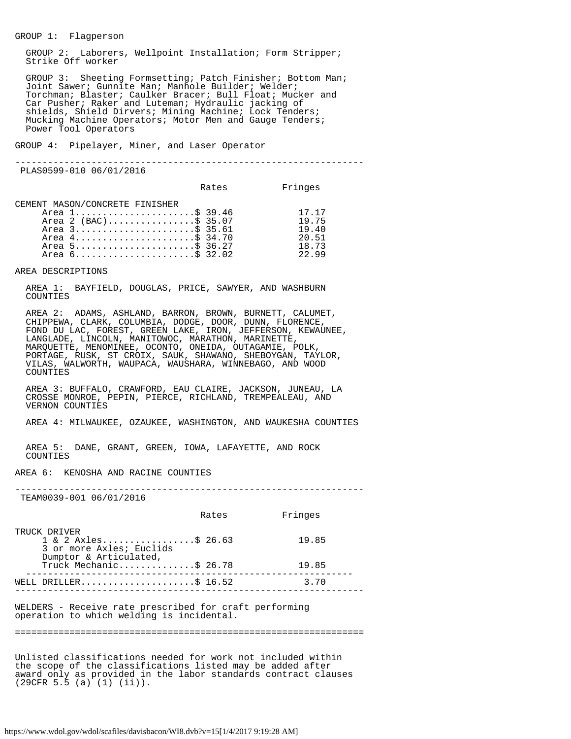GROUP 1: Flagperson

GROUP 2: Laborers, Wellpoint Installation; Form Stripper; Strike Off worker

GROUP 3: Sheeting Formsetting; Patch Finisher; Bottom Man; Joint Sawer; Gunnite Man; Manhole Builder; Welder; Torchman; Blaster; Caulker Bracer; Bull Float; Mucker and Car Pusher; Raker and Luteman; Hydraulic jacking of shields, Shield Dirvers; Mining Machine; Lock Tenders; Mucking Machine Operators; Motor Men and Gauge Tenders; Power Tool Operators

GROUP 4: Pipelayer, Miner, and Laser Operator

---

PLAS0599-010 06/01/2016

| | Rates | Fringes |
|---|---|---|
| CEMENT MASON/CONCRETE FINISHER | | |
| Area 1 | $ 39.46 | 17.17 |
| Area 2 (BAC) | $ 35.07 | 19.75 |
| Area 3 | $ 35.61 | 19.40 |
| Area 4 | $ 34.70 | 20.51 |
| Area 5 | $ 36.27 | 18.73 |
| Area 6 | $ 32.02 | 22.99 |

AREA DESCRIPTIONS

AREA 1: BAYFIELD, DOUGLAS, PRICE, SAWYER, AND WASHBURN COUNTIES

AREA 2: ADAMS, ASHLAND, BARRON, BROWN, BURNETT, CALUMET, CHIPPEWA, CLARK, COLUMBIA, DODGE, DOOR, DUNN, FLORENCE, FOND DU LAC, FOREST, GREEN LAKE, IRON, JEFFERSON, KEWAUNEE, LANGLADE, LINCOLN, MANITOWOC, MARATHON, MARINETTE, MARQUETTE, MENOMINEE, OCONTO, ONEIDA, OUTAGAMIE, POLK, PORTAGE, RUSK, ST CROIX, SAUK, SHAWANO, SHEBOYGAN, TAYLOR, VILAS, WALWORTH, WAUPACA, WAUSHARA, WINNEBAGO, AND WOOD COUNTIES

AREA 3: BUFFALO, CRAWFORD, EAU CLAIRE, JACKSON, JUNEAU, LA CROSSE MONROE, PEPIN, PIERCE, RICHLAND, TREMPEALEAU, AND VERNON COUNTIES

AREA 4: MILWAUKEE, OZAUKEE, WASHINGTON, AND WAUKESHA COUNTIES

AREA 5: DANE, GRANT, GREEN, IOWA, LAFAYETTE, AND ROCK COUNTIES

AREA 6: KENOSHA AND RACINE COUNTIES

---

TEAM0039-001 06/01/2016

| | Rates | Fringes |
|---|---|---|
| TRUCK DRIVER | | |
| 1 & 2 Axles | $ 26.63 | 19.85 |
| 3 or more Axles; Euclids Dumptor & Articulated, Truck Mechanic | $ 26.78 | 19.85 |

---

| | Rates | Fringes |
|---|---|---|
| WELL DRILLER | $ 16.52 | 3.70 |

---

WELDERS - Receive rate prescribed for craft performing operation to which welding is incidental.

---

Unlisted classifications needed for work not included within the scope of the classifications listed may be added after award only as provided in the labor standards contract clauses (29CFR 5.5 (a) (1) (ii)).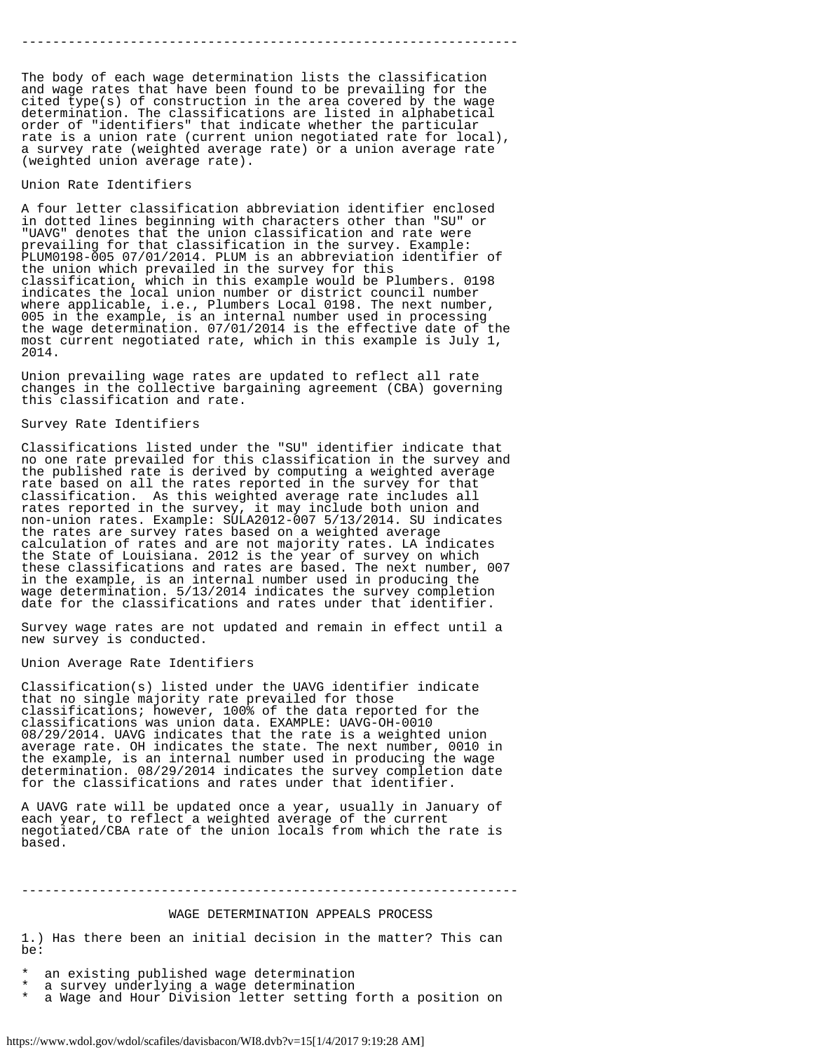----------------------------------------------------------------

The body of each wage determination lists the classification and wage rates that have been found to be prevailing for the cited type(s) of construction in the area covered by the wage determination. The classifications are listed in alphabetical order of "identifiers" that indicate whether the particular rate is a union rate (current union negotiated rate for local), a survey rate (weighted average rate) or a union average rate (weighted union average rate).

Union Rate Identifiers

A four letter classification abbreviation identifier enclosed in dotted lines beginning with characters other than "SU" or "UAVG" denotes that the union classification and rate were prevailing for that classification in the survey. Example: PLUM0198-005 07/01/2014. PLUM is an abbreviation identifier of the union which prevailed in the survey for this classification, which in this example would be Plumbers. 0198 indicates the local union number or district council number where applicable, i.e., Plumbers Local 0198. The next number, 005 in the example, is an internal number used in processing the wage determination. 07/01/2014 is the effective date of the most current negotiated rate, which in this example is July 1, 2014.

Union prevailing wage rates are updated to reflect all rate changes in the collective bargaining agreement (CBA) governing this classification and rate.

Survey Rate Identifiers

Classifications listed under the "SU" identifier indicate that no one rate prevailed for this classification in the survey and the published rate is derived by computing a weighted average rate based on all the rates reported in the survey for that classification. As this weighted average rate includes all rates reported in the survey, it may include both union and non-union rates. Example: SULA2012-007 5/13/2014. SU indicates the rates are survey rates based on a weighted average calculation of rates and are not majority rates. LA indicates the State of Louisiana. 2012 is the year of survey on which these classifications and rates are based. The next number, 007 in the example, is an internal number used in producing the wage determination. 5/13/2014 indicates the survey completion date for the classifications and rates under that identifier.

Survey wage rates are not updated and remain in effect until a new survey is conducted.

Union Average Rate Identifiers

Classification(s) listed under the UAVG identifier indicate that no single majority rate prevailed for those classifications; however, 100% of the data reported for the classifications was union data. EXAMPLE: UAVG-OH-0010 08/29/2014. UAVG indicates that the rate is a weighted union average rate. OH indicates the state. The next number, 0010 in the example, is an internal number used in producing the wage determination. 08/29/2014 indicates the survey completion date for the classifications and rates under that identifier.

A UAVG rate will be updated once a year, usually in January of each year, to reflect a weighted average of the current negotiated/CBA rate of the union locals from which the rate is based.

----------------------------------------------------------------

WAGE DETERMINATION APPEALS PROCESS

1.) Has there been an initial decision in the matter? This can be:

* an existing published wage determination
* a survey underlying a wage determination
* a Wage and Hour Division letter setting forth a position on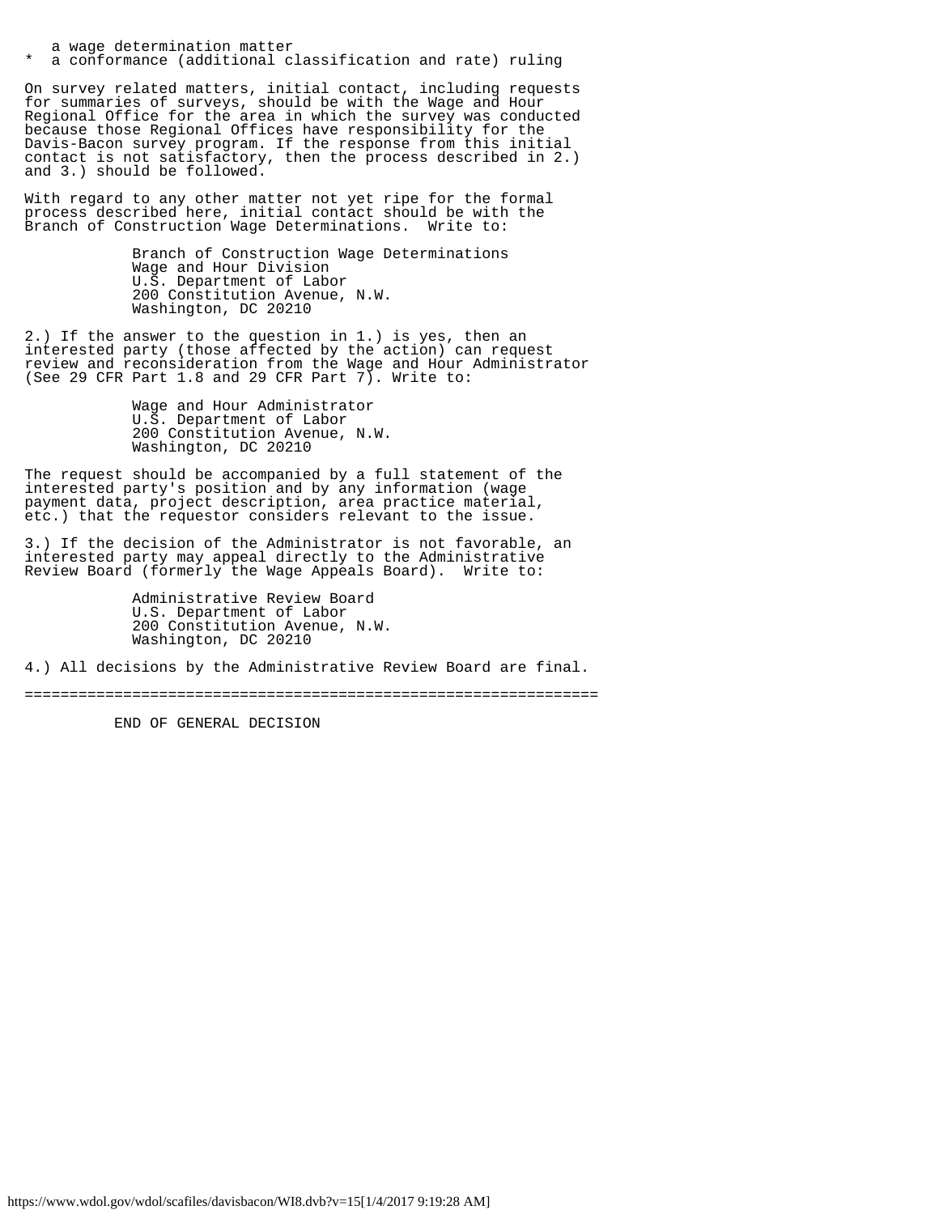a wage determination matter
* a conformance (additional classification and rate) ruling

On survey related matters, initial contact, including requests for summaries of surveys, should be with the Wage and Hour Regional Office for the area in which the survey was conducted because those Regional Offices have responsibility for the Davis-Bacon survey program. If the response from this initial contact is not satisfactory, then the process described in 2.) and 3.) should be followed.

With regard to any other matter not yet ripe for the formal process described here, initial contact should be with the Branch of Construction Wage Determinations. Write to:

Branch of Construction Wage Determinations
Wage and Hour Division
U.S. Department of Labor
200 Constitution Avenue, N.W.
Washington, DC 20210

2.) If the answer to the question in 1.) is yes, then an interested party (those affected by the action) can request review and reconsideration from the Wage and Hour Administrator (See 29 CFR Part 1.8 and 29 CFR Part 7). Write to:

Wage and Hour Administrator
U.S. Department of Labor
200 Constitution Avenue, N.W.
Washington, DC 20210

The request should be accompanied by a full statement of the interested party's position and by any information (wage payment data, project description, area practice material, etc.) that the requestor considers relevant to the issue.

3.) If the decision of the Administrator is not favorable, an interested party may appeal directly to the Administrative Review Board (formerly the Wage Appeals Board). Write to:

Administrative Review Board
U.S. Department of Labor
200 Constitution Avenue, N.W.
Washington, DC 20210

4.) All decisions by the Administrative Review Board are final.

================================================================

END OF GENERAL DECISION